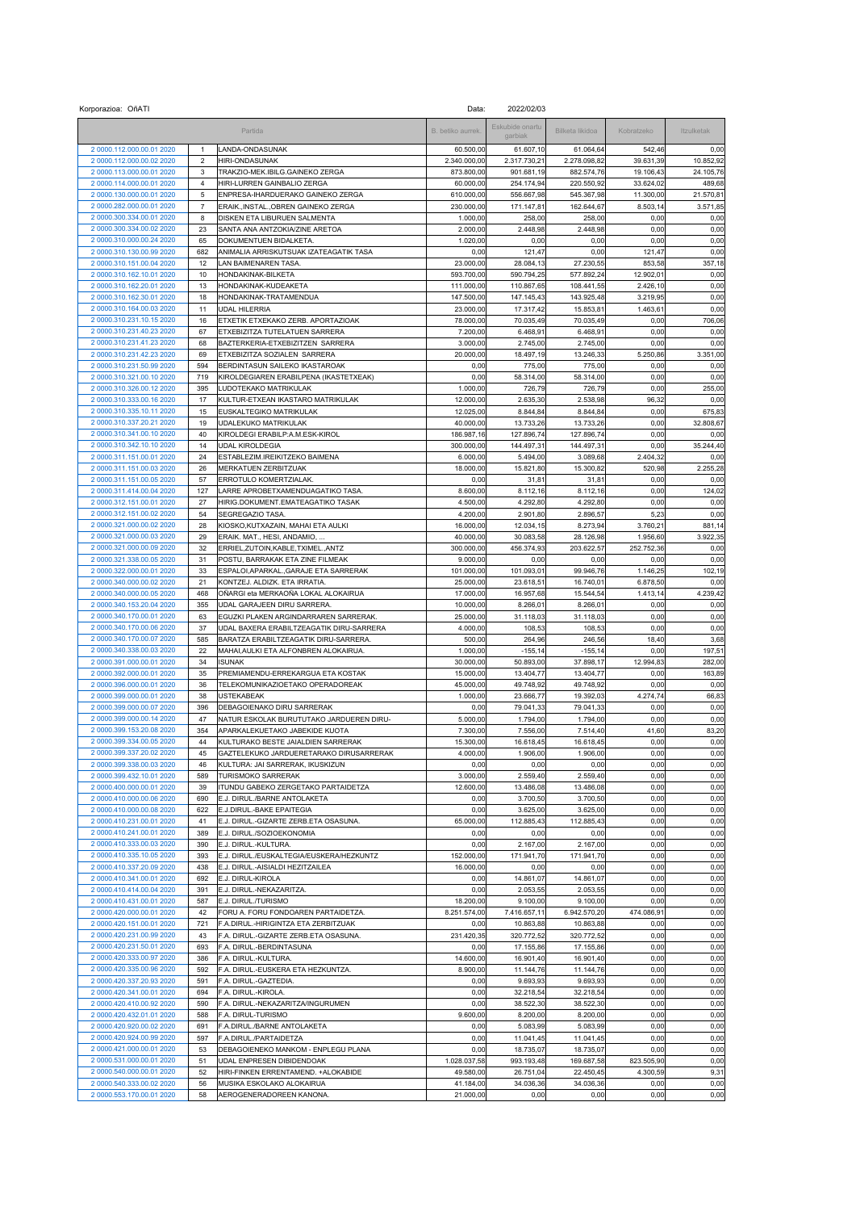Korporazioa: OñATI

Data: 2022/02/03

| Partida | | | B. hasierako aurrek. | Eskubide onartu garbiak | Bilketa likidoa | Kobratzeko | Itzulketak |
|---|---|---|---|---|---|---|---|
| 2 0000.112.000.00.01 2020 | 1 | LANDA-ONDASUNAK | 60.500,00 | 61.607,10 | 61.064,64 | 542,46 | 0,00 |
| 2 0000.112.000.00.02 2020 | 2 | HIRI-ONDASUNAK | 2.340.000,00 | 2.317.730,21 | 2.278.098,82 | 39.631,39 | 10.852,92 |
| 2 0000.113.000.00.01 2020 | 3 | TRAKZIO-MEK.IBILG.GAINEKO ZERGA | 873.800,00 | 901.681,19 | 882.574,76 | 19.106,43 | 24.105,76 |
| 2 0000.114.000.00.01 2020 | 4 | HIRI-LURREN GAINBALIO ZERGA | 60.000,00 | 254.174,94 | 220.550,92 | 33.624,02 | 489,68 |
| 2 0000.130.000.00.01 2020 | 5 | ENPRESA-IHARDUERAKO GAINEKO ZERGA | 610.000,00 | 556.667,98 | 545.367,98 | 11.300,00 | 21.570,81 |
| 2 0000.282.000.00.01 2020 | 7 | ERAIK.,INSTAL.,OBREN GAINEKO ZERGA | 230.000,00 | 171.147,81 | 162.644,67 | 8.503,14 | 3.571,85 |
| 2 0000.300.334.00.01 2020 | 8 | DISKEN ETA LIBURUEN SALMENTA | 1.000,00 | 258,00 | 258,00 | 0,00 | 0,00 |
| 2 0000.300.334.00.02 2020 | 23 | SANTA ANA ANTZOKIA/ZINE ARETOA | 2.000,00 | 2.448,98 | 2.448,98 | 0,00 | 0,00 |
| 2 0000.310.000.24 2020 | 65 | DOKUMENTUEN BIDALKETA. | 1.020,00 | 0,00 | 0,00 | 0,00 | 0,00 |
| 2 0000.310.130.00.99 2020 | 682 | ANIMALIA ARRISKUTSUAK IZATEAGATIK TASA | 0,00 | 121,47 | 0,00 | 121,47 | 0,00 |
| 2 0000.310.151.00.04 2020 | 12 | LAN BAIMENAREN TASA. | 23.000,00 | 28.084,13 | 27.230,55 | 853,58 | 357,18 |
| 2 0000.310.162.10.01 2020 | 10 | HONDAKINAK-BILKETA | 593.700,00 | 590.794,25 | 577.892,24 | 12.902,01 | 0,00 |
| 2 0000.310.162.20.01 2020 | 13 | HONDAKINAK-KUDEAKETA | 111.000,00 | 110.867,65 | 108.441,55 | 2.426,10 | 0,00 |
| 2 0000.310.162.30.01 2020 | 18 | HONDAKINAK-TRATAMENDUA | 147.500,00 | 147.145,43 | 143.925,48 | 3.219,95 | 0,00 |
| 2 0000.310.164.00.03 2020 | 11 | UDAL HILERRIA | 23.000,00 | 17.317,42 | 15.853,81 | 1.463,61 | 0,00 |
| 2 0000.310.231.10.15 2020 | 16 | ETXETIK ETXEKAKO ZERB. APORTAZIOAK | 78.000,00 | 70.035,49 | 70.035,49 | 0,00 | 706,06 |
| 2 0000.310.231.40.23 2020 | 67 | ETXEBIZITZA TUTELATUEN SARRERA | 7.200,00 | 6.468,91 | 6.468,91 | 0,00 | 0,00 |
| 2 0000.310.231.41.23 2020 | 68 | BAZTERKERIA-ETXEBIZITZEN SARRERA | 3.000,00 | 2.745,00 | 2.745,00 | 0,00 | 0,00 |
| 2 0000.310.231.42.23 2020 | 69 | ETXEBIZITZA SOZIALEN SARRERA | 20.000,00 | 18.497,19 | 13.246,33 | 5.250,86 | 3.351,00 |
| 2 0000.310.231.50.99 2020 | 594 | BERDINTASUN SAILEKO IKASTAROAK | 0,00 | 775,00 | 775,00 | 0,00 | 0,00 |
| 2 0000.310.321.00.10 2020 | 719 | KIROLDEGIAREN ERABILPENA (IKASTETXEAK) | 0,00 | 58.314,00 | 58.314,00 | 0,00 | 0,00 |
| 2 0000.310.326.00.12 2020 | 395 | LUDOTEKAKO MATRIKULAK | 1.000,00 | 726,79 | 726,79 | 0,00 | 255,00 |
| 2 0000.310.333.00.16 2020 | 17 | KULTUR-ETXEAN IKASTARO MATRIKULAK | 12.000,00 | 2.635,30 | 2.538,98 | 96,32 | 0,00 |
| 2 0000.310.335.10.11 2020 | 15 | EUSKALTEGIKO MATRIKULAK | 12.025,00 | 8.844,84 | 8.844,84 | 0,00 | 675,83 |
| 2 0000.310.337.20.21 2020 | 19 | UDALEKUKO MATRIKULAK | 40.000,00 | 13.733,26 | 13.733,26 | 0,00 | 32.808,67 |
| 2 0000.310.341.00.10 2020 | 40 | KIROLDEGI ERABILP:A.M.ESK-KIROL | 186.987,16 | 127.896,74 | 127.896,74 | 0,00 | 0,00 |
| 2 0000.310.342.10.10 2020 | 14 | UDAL KIROLDEGIA | 300.000,00 | 144.497,31 | 144.497,31 | 0,00 | 35.244,40 |
| 2 0000.311.151.00.01 2020 | 24 | ESTABLEZIM.IREIKITZEKO BAIMENA | 6.000,00 | 5.494,00 | 3.089,68 | 2.404,32 | 0,00 |
| 2 0000.311.151.00.03 2020 | 26 | MERKATUEN ZERBITZUAK | 18.000,00 | 15.821,80 | 15.300,82 | 520,98 | 2.255,28 |
| 2 0000.311.151.00.05 2020 | 57 | ERROTULO KOMERTZIALAK. | 0,00 | 31,81 | 31,81 | 0,00 | 0,00 |
| 2 0000.311.414.00.04 2020 | 127 | LARRE APROBETXAMENDUAGATIKO TASA. | 8.600,00 | 8.112,16 | 8.112,16 | 0,00 | 124,02 |
| 2 0000.312.151.00.01 2020 | 27 | HIRIG.DOKUMENT.EMATEAGATIKO TASAK | 4.500,00 | 4.292,80 | 4.292,80 | 0,00 | 0,00 |
| 2 0000.312.151.00.02 2020 | 54 | SEGREGAZIO TASA. | 4.200,00 | 2.901,80 | 2.896,57 | 5,23 | 0,00 |
| 2 0000.321.000.00.02 2020 | 28 | KIOSKO,KUTXAZAIN, MAHAI ETA AULKI | 16.000,00 | 12.034,15 | 8.273,94 | 3.760,21 | 881,14 |
| 2 0000.321.000.00.03 2020 | 29 | ERAIK. MAT., HESI, ANDAMIO, ... | 40.000,00 | 30.083,58 | 28.126,98 | 1.956,60 | 3.922,35 |
| 2 0000.321.000.00.09 2020 | 32 | ERRIEL,ZUTOIN,KABLE,TXIMEL.,ANTZ | 300.000,00 | 456.374,93 | 203.622,57 | 252.752,36 | 0,00 |
| 2 0000.321.338.00.05 2020 | 31 | POSTU, BARRAKAK ETA ZINE FILMEAK | 9.000,00 | 0,00 | 0,00 | 0,00 | 0,00 |
| 2 0000.322.000.00.01 2020 | 33 | ESPALOI,APARKAL.,GARAJE ETA SARRERAK | 101.000,00 | 101.093,01 | 99.946,76 | 1.146,25 | 102,19 |
| 2 0000.340.000.00.02 2020 | 21 | KONTZEJ. ALDIZK. ETA IRRATIA. | 25.000,00 | 23.618,51 | 16.740,01 | 6.878,50 | 0,00 |
| 2 0000.340.000.00.05 2020 | 468 | OÑARGI eta MERKAOÑA LOKAL ALOKAIRUA | 17.000,00 | 16.957,68 | 15.544,54 | 1.413,14 | 4.239,42 |
| 2 0000.340.153.20.04 2020 | 355 | UDAL GARAJEEN DIRU SARRERA. | 10.000,00 | 8.266,01 | 8.266,01 | 0,00 | 0,00 |
| 2 0000.340.170.00.01 2020 | 63 | EGUZKI PLAKEN ARGINDARRAREN SARRERAK. | 25.000,00 | 31.118,03 | 31.118,03 | 0,00 | 0,00 |
| 2 0000.340.170.00.06 2020 | 37 | UDAL BAXERA ERABILTZEAGATIK DIRU-SARRERA | 4.000,00 | 108,53 | 108,53 | 0,00 | 0,00 |
| 2 0000.340.170.00.07 2020 | 585 | BARATZA ERABILTZEAGATIK DIRU-SARRERA. | 500,00 | 264,96 | 246,56 | 18,40 | 3,68 |
| 2 0000.340.338.00.03 2020 | 22 | MAHAI,AULKI ETA ALFONBREN ALOKAIRUA. | 1.000,00 | -155,14 | -155,14 | 0,00 | 197,51 |
| 2 0000.391.000.00.01 2020 | 34 | ISUNAK | 30.000,00 | 50.893,00 | 37.898,17 | 12.994,83 | 282,00 |
| 2 0000.392.000.00.01 2020 | 35 | PREMIAMENDU-ERREKARGUA ETA KOSTAK | 15.000,00 | 13.404,77 | 13.404,77 | 0,00 | 163,89 |
| 2 0000.396.000.00.01 2020 | 36 | TELEKOMUNIKAZIOETAKO OPERADOREAK | 45.000,00 | 49.748,92 | 49.748,92 | 0,00 | 0,00 |
| 2 0000.399.000.00.01 2020 | 38 | USTEKABEAK | 1.000,00 | 23.666,77 | 19.392,03 | 4.274,74 | 66,83 |
| 2 0000.399.000.00.07 2020 | 396 | DEBAGOIENAKO DIRU SARRERAK | 0,00 | 79.041,33 | 79.041,33 | 0,00 | 0,00 |
| 2 0000.399.000.00.14 2020 | 47 | NATUR ESKOLAK BURUTUTAKO JARDUEREN DIRU- | 5.000,00 | 1.794,00 | 1.794,00 | 0,00 | 0,00 |
| 2 0000.399.153.20.08 2020 | 354 | APARKALEKUETAKO JABEKIDE KUOTA | 7.300,00 | 7.556,00 | 7.514,40 | 41,60 | 83,20 |
| 2 0000.399.334.00.05 2020 | 44 | KULTURAKO BESTE JAIALDIEN SARRERAK | 15.300,00 | 16.618,45 | 16.618,45 | 0,00 | 0,00 |
| 2 0000.399.337.20.02 2020 | 45 | GAZTELEKUKO JARDUERETARAKO DIRUSARRERAK | 4.000,00 | 1.906,00 | 1.906,00 | 0,00 | 0,00 |
| 2 0000.399.338.00.03 2020 | 46 | KULTURA: JAI SARRERAK, IKUSKIZUN | 0,00 | 0,00 | 0,00 | 0,00 | 0,00 |
| 2 0000.399.432.10.01 2020 | 589 | TURISMOKO SARRERAK | 3.000,00 | 2.559,40 | 2.559,40 | 0,00 | 0,00 |
| 2 0000.400.000.00.01 2020 | 39 | ITUNDU GABEKO ZERGETAKO PARTAIDETZA | 12.600,00 | 13.486,08 | 13.486,08 | 0,00 | 0,00 |
| 2 0000.410.000.00.06 2020 | 690 | E.J. DIRUL./BARNE ANTOLAKETA | 0,00 | 3.700,50 | 3.700,50 | 0,00 | 0,00 |
| 2 0000.410.000.00.08 2020 | 622 | E.J.DIRUL.-BAKE EPAITEGIA | 0,00 | 3.625,00 | 3.625,00 | 0,00 | 0,00 |
| 2 0000.410.231.00.01 2020 | 41 | E.J. DIRUL.-GIZARTE ZERB.ETA OSASUNA. | 65.000,00 | 112.885,43 | 112.885,43 | 0,00 | 0,00 |
| 2 0000.410.241.00.01 2020 | 389 | E.J. DIRUL./SOZIOEKONOMIA | 0,00 | 0,00 | 0,00 | 0,00 | 0,00 |
| 2 0000.410.333.00.03 2020 | 390 | E.J. DIRUL.-KULTURA. | 0,00 | 2.167,00 | 2.167,00 | 0,00 | 0,00 |
| 2 0000.410.335.10.05 2020 | 393 | E.J. DIRUL./EUSKALTEGIA/EUSKERA/HEZKUNTZ | 152.000,00 | 171.941,70 | 171.941,70 | 0,00 | 0,00 |
| 2 0000.410.337.20.09 2020 | 438 | E.J. DIRUL.-AISIALDI HEZITZAILEA | 16.000,00 | 0,00 | 0,00 | 0,00 | 0,00 |
| 2 0000.410.341.00.01 2020 | 692 | E.J. DIRUL-KIROLA | 0,00 | 14.861,07 | 14.861,07 | 0,00 | 0,00 |
| 2 0000.410.414.00.04 2020 | 391 | E.J. DIRUL.-NEKAZARITZA. | 0,00 | 2.053,55 | 2.053,55 | 0,00 | 0,00 |
| 2 0000.410.431.00.01 2020 | 587 | E.J. DIRUL./TURISMO | 18.200,00 | 9.100,00 | 9.100,00 | 0,00 | 0,00 |
| 2 0000.420.000.00.01 2020 | 42 | FORU A. FORU FONDOAREN PARTAIDETZA. | 8.251.574,00 | 7.416.657,11 | 6.942.570,20 | 474.086,91 | 0,00 |
| 2 0000.420.151.00.01 2020 | 721 | F.A.DIRUL.-HIRIGINTZA ETA ZERBITZUAK | 0,00 | 10.863,88 | 10.863,88 | 0,00 | 0,00 |
| 2 0000.420.231.00.99 2020 | 43 | F.A. DIRUL.-GIZARTE ZERB.ETA OSASUNA. | 231.420,35 | 320.772,52 | 320.772,52 | 0,00 | 0,00 |
| 2 0000.420.231.50.01 2020 | 693 | F.A. DIRUL.-BERDINTASUNA | 0,00 | 17.155,86 | 17.155,86 | 0,00 | 0,00 |
| 2 0000.420.333.00.97 2020 | 386 | F.A. DIRUL.-KULTURA. | 14.600,00 | 16.901,40 | 16.901,40 | 0,00 | 0,00 |
| 2 0000.420.335.00.96 2020 | 592 | F.A. DIRUL.-EUSKERA ETA HEZKUNTZA. | 8.900,00 | 11.144,76 | 11.144,76 | 0,00 | 0,00 |
| 2 0000.420.337.20.93 2020 | 591 | F.A. DIRUL.-GAZTEDIA. | 0,00 | 9.693,93 | 9.693,93 | 0,00 | 0,00 |
| 2 0000.420.341.00.01 2020 | 694 | F.A. DIRUL.-KIROLA. | 0,00 | 32.218,54 | 32.218,54 | 0,00 | 0,00 |
| 2 0000.420.410.00.92 2020 | 590 | F.A. DIRUL.-NEKAZARITZA/INGURUMEN | 0,00 | 38.522,30 | 38.522,30 | 0,00 | 0,00 |
| 2 0000.420.432.01.01 2020 | 588 | F.A. DIRUL-TURISMO | 9.600,00 | 8.200,00 | 8.200,00 | 0,00 | 0,00 |
| 2 0000.420.920.00.02 2020 | 691 | F.A.DIRUL./BARNE ANTOLAKETA | 0,00 | 5.083,99 | 5.083,99 | 0,00 | 0,00 |
| 2 0000.420.924.00.99 2020 | 597 | F.A.DIRUL./PARTAIDETZA | 0,00 | 11.041,45 | 11.041,45 | 0,00 | 0,00 |
| 2 0000.421.000.00.01 2020 | 53 | DEBAGOIENEKO MANKOM - ENPLEGU PLANA | 0,00 | 18.735,07 | 18.735,07 | 0,00 | 0,00 |
| 2 0000.531.000.00.01 2020 | 51 | UDAL ENPRESEN DIBIDENDOAK | 1.028.037,58 | 993.193,48 | 169.687,58 | 823.505,90 | 0,00 |
| 2 0000.540.000.00.01 2020 | 52 | HIRI-FINKEN ERRENTAMEND. +ALOKABIDE | 49.580,00 | 26.751,04 | 22.450,45 | 4.300,59 | 9,31 |
| 2 0000.540.333.00.02 2020 | 56 | MUSIKA ESKOLAKO ALOKAIRUA | 41.184,00 | 34.036,36 | 34.036,36 | 0,00 | 0,00 |
| 2 0000.553.170.00.01 2020 | 58 | AEROGENERADOREEN KANONA. | 21.000,00 | 0,00 | 0,00 | 0,00 | 0,00 |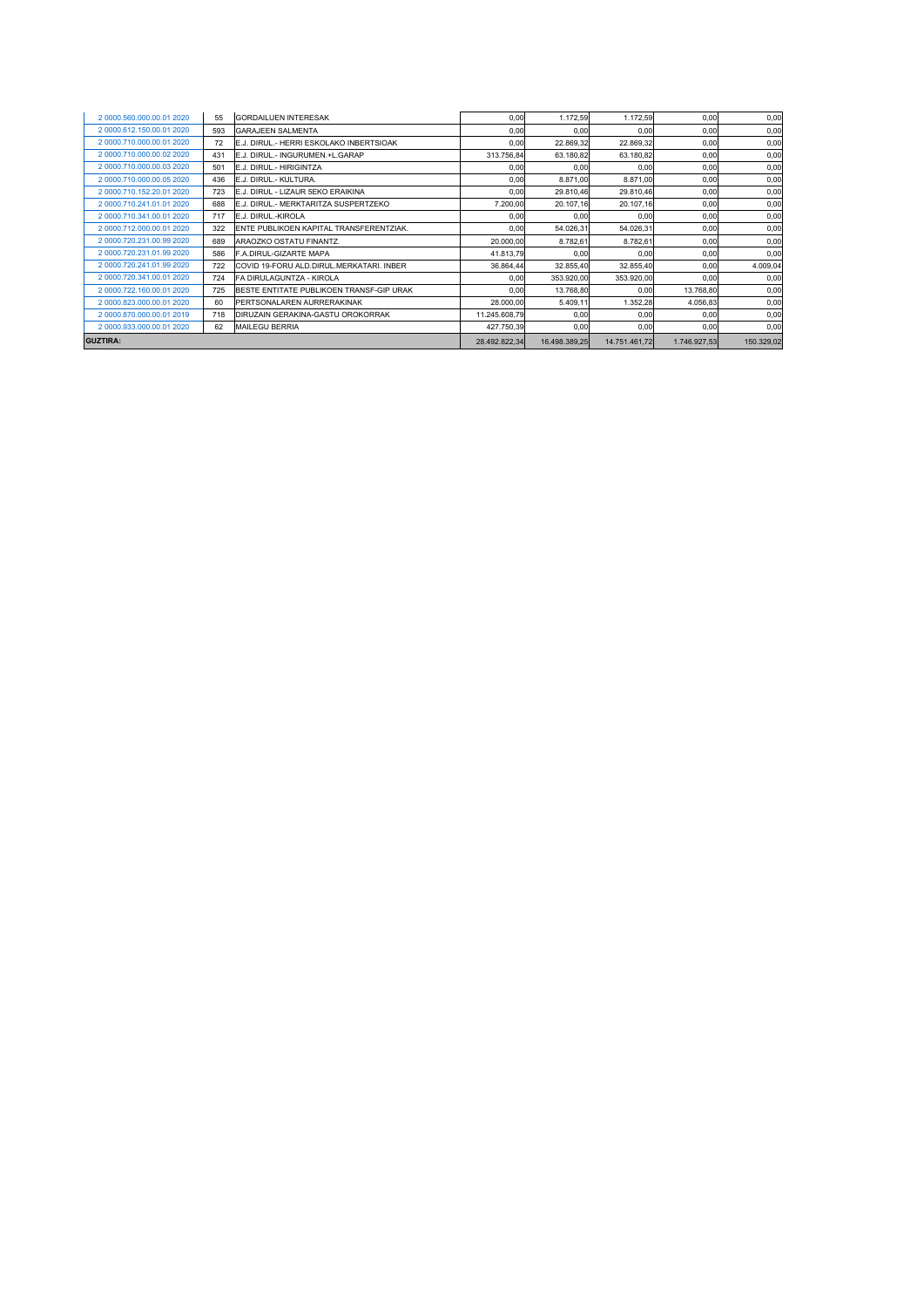| | | | | | | | |
|---|---|---|---|---|---|---|---|
| 2 0000.560.000.00.01 2020 | 55 | GORDAILUEN INTERESAK | 0,00 | 1.172,59 | 1.172,59 | 0,00 | 0,00 |
| 2 0000.612.150.00.01 2020 | 593 | GARAJEEN SALMENTA | 0,00 | 0,00 | 0,00 | 0,00 | 0,00 |
| 2 0000.710.000.00.01 2020 | 72 | E.J. DIRUL.- HERRI ESKOLAKO INBERTSIOAK | 0,00 | 22.869,32 | 22.869,32 | 0,00 | 0,00 |
| 2 0000.710.000.00.02 2020 | 431 | E.J. DIRUL.- INGURUMEN.+L.GARAP | 313.756,84 | 63.180,82 | 63.180,82 | 0,00 | 0,00 |
| 2 0000.710.000.00.03 2020 | 501 | E.J. DIRUL.- HIRIGINTZA | 0,00 | 0,00 | 0,00 | 0,00 | 0,00 |
| 2 0000.710.000.00.05 2020 | 436 | E.J. DIRUL.- KULTURA. | 0,00 | 8.871,00 | 8.871,00 | 0,00 | 0,00 |
| 2 0000.710.152.20.01 2020 | 723 | E.J. DIRUL - LIZAUR 5EKO ERAIKINA | 0,00 | 29.810,46 | 29.810,46 | 0,00 | 0,00 |
| 2 0000.710.241.01.01 2020 | 688 | E.J. DIRUL.- MERKTARITZA SUSPERTZEKO | 7.200,00 | 20.107,16 | 20.107,16 | 0,00 | 0,00 |
| 2 0000.710.341.00.01 2020 | 717 | E.J. DIRUL.-KIROLA | 0,00 | 0,00 | 0,00 | 0,00 | 0,00 |
| 2 0000.712.000.00.01 2020 | 322 | ENTE PUBLIKOEN KAPITAL TRANSFERENTZIAK. | 0,00 | 54.026,31 | 54.026,31 | 0,00 | 0,00 |
| 2 0000.720.231.00.99 2020 | 689 | ARAOZKO OSTATU FINANTZ. | 20.000,00 | 8.782,61 | 8.782,61 | 0,00 | 0,00 |
| 2 0000.720.231.01.99 2020 | 586 | F.A.DIRUL-GIZARTE MAPA | 41.813,79 | 0,00 | 0,00 | 0,00 | 0,00 |
| 2 0000.720.241.01.99 2020 | 722 | COVID 19-FORU ALD.DIRUL.MERKATARI. INBER | 36.864,44 | 32.855,40 | 32.855,40 | 0,00 | 4.009,04 |
| 2 0000.720.341.00.01 2020 | 724 | FA DIRULAGUNTZA - KIROLA | 0,00 | 353.920,00 | 353.920,00 | 0,00 | 0,00 |
| 2 0000.722.160.00.01 2020 | 725 | BESTE ENTITATE PUBLIKOEN TRANSF-GIP URAK | 0,00 | 13.768,80 | 0,00 | 13.768,80 | 0,00 |
| 2 0000.823.000.00.01 2020 | 60 | PERTSONALAREN AURRERAKINAK | 28.000,00 | 5.409,11 | 1.352,28 | 4.056,83 | 0,00 |
| 2 0000.870.000.00.01 2019 | 718 | DIRUZAIN GERAKINA-GASTU OROKORRAK | 11.245.608,79 | 0,00 | 0,00 | 0,00 | 0,00 |
| 2 0000.933.000.00.01 2020 | 62 | MAILEGU BERRIA | 427.750,39 | 0,00 | 0,00 | 0,00 | 0,00 |
| GUZTIRA: | | | 28.492.822,34 | 16.498.389,25 | 14.751.461,72 | 1.746.927,53 | 150.329,02 |